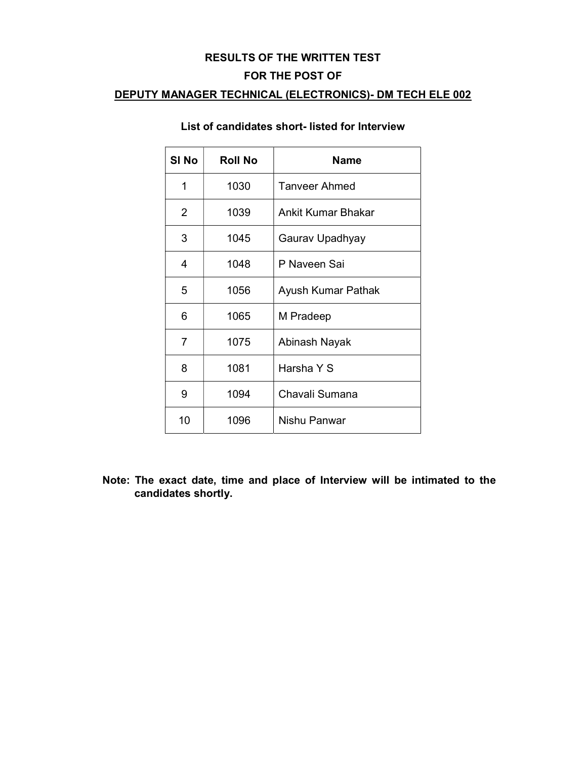# RESULTS OF THE WRITTEN TEST

## FOR THE POST OF

## DEPUTY MANAGER TECHNICAL (ELECTRONICS)- DM TECH ELE 002

### List of candidates short- listed for Interview

| Sl No | Roll No | Name |
|---|---|---|
| 1 | 1030 | Tanveer Ahmed |
| 2 | 1039 | Ankit Kumar Bhakar |
| 3 | 1045 | Gaurav Upadhyay |
| 4 | 1048 | P Naveen Sai |
| 5 | 1056 | Ayush Kumar Pathak |
| 6 | 1065 | M Pradeep |
| 7 | 1075 | Abinash Nayak |
| 8 | 1081 | Harsha Y S |
| 9 | 1094 | Chavali Sumana |
| 10 | 1096 | Nishu Panwar |

**Note: The exact date, time and place of Interview will be intimated to the candidates shortly.**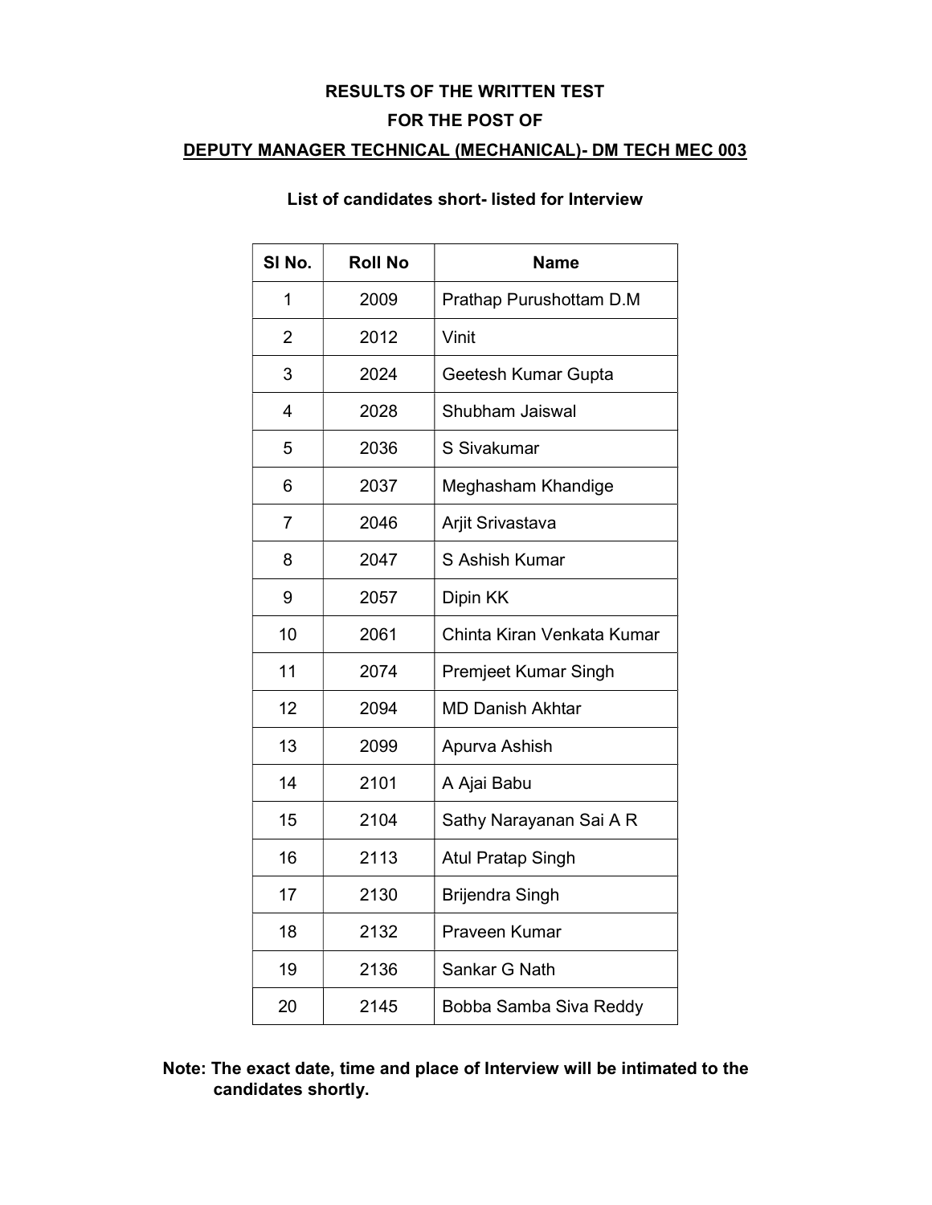**RESULTS OF THE WRITTEN TEST**

**FOR THE POST OF**

**DEPUTY MANAGER TECHNICAL (MECHANICAL)- DM TECH MEC 003**

**List of candidates short- listed for Interview**

| Sl No. | Roll No | Name |
|---|---|---|
| 1 | 2009 | Prathap Purushottam D.M |
| 2 | 2012 | Vinit |
| 3 | 2024 | Geetesh Kumar Gupta |
| 4 | 2028 | Shubham Jaiswal |
| 5 | 2036 | S Sivakumar |
| 6 | 2037 | Meghasham Khandige |
| 7 | 2046 | Arjit Srivastava |
| 8 | 2047 | S Ashish Kumar |
| 9 | 2057 | Dipin KK |
| 10 | 2061 | Chinta Kiran Venkata Kumar |
| 11 | 2074 | Premjeet Kumar Singh |
| 12 | 2094 | MD Danish Akhtar |
| 13 | 2099 | Apurva Ashish |
| 14 | 2101 | A Ajai Babu |
| 15 | 2104 | Sathy Narayanan Sai A R |
| 16 | 2113 | Atul Pratap Singh |
| 17 | 2130 | Brijendra Singh |
| 18 | 2132 | Praveen Kumar |
| 19 | 2136 | Sankar G Nath |
| 20 | 2145 | Bobba Samba Siva Reddy |

**Note: The exact date, time and place of Interview will be intimated to the candidates shortly.**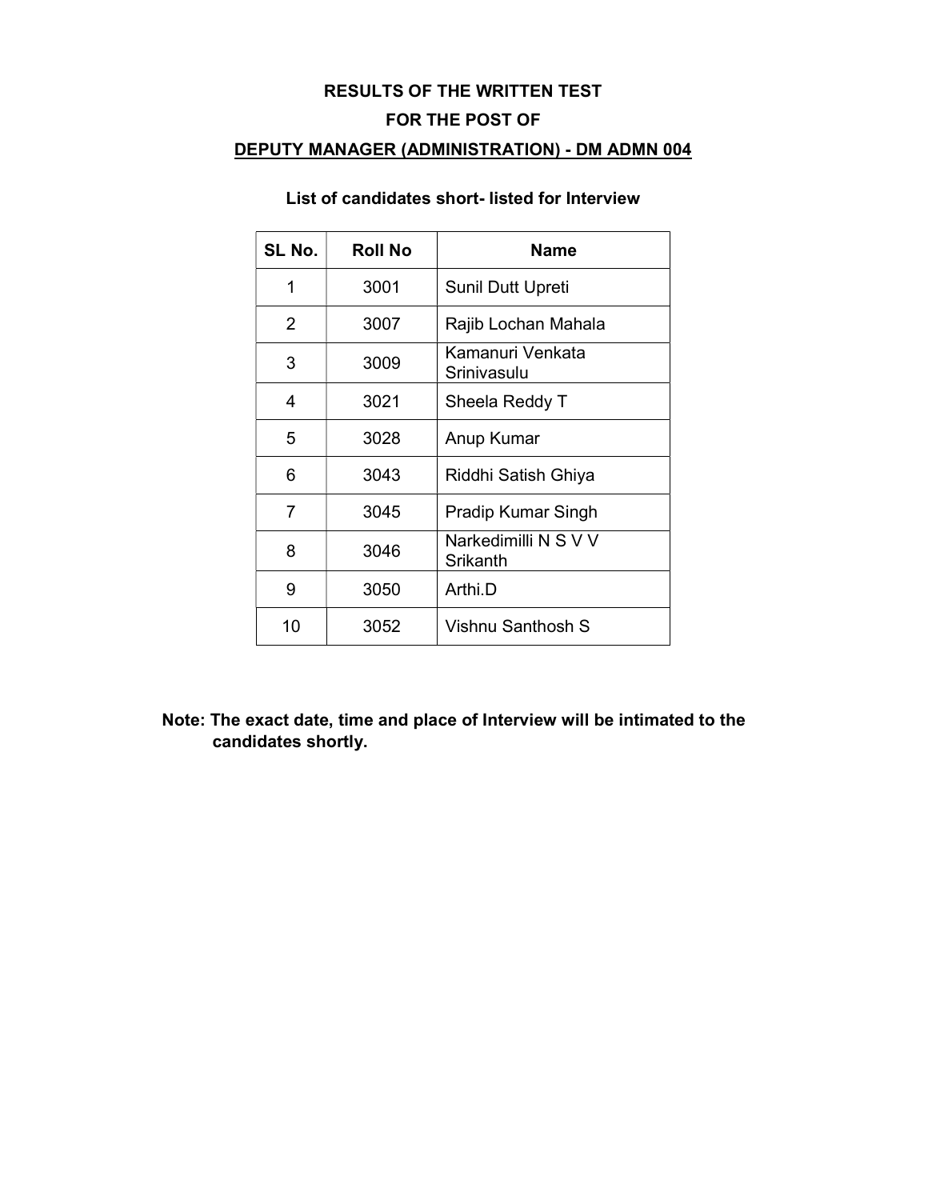**RESULTS OF THE WRITTEN TEST**

**FOR THE POST OF**

**<u>DEPUTY MANAGER (ADMINISTRATION) - DM ADMN 004</u>**

**List of candidates short- listed for Interview**

| SL No. | Roll No | Name |
|---|---|---|
| 1 | 3001 | Sunil Dutt Upreti |
| 2 | 3007 | Rajib Lochan Mahala |
| 3 | 3009 | Kamanuri Venkata Srinivasulu |
| 4 | 3021 | Sheela Reddy T |
| 5 | 3028 | Anup Kumar |
| 6 | 3043 | Riddhi Satish Ghiya |
| 7 | 3045 | Pradip Kumar Singh |
| 8 | 3046 | Narkedimilli N S V V Srikanth |
| 9 | 3050 | Arthi.D |
| 10 | 3052 | Vishnu Santhosh S |

**Note: The exact date, time and place of Interview will be intimated to the candidates shortly.**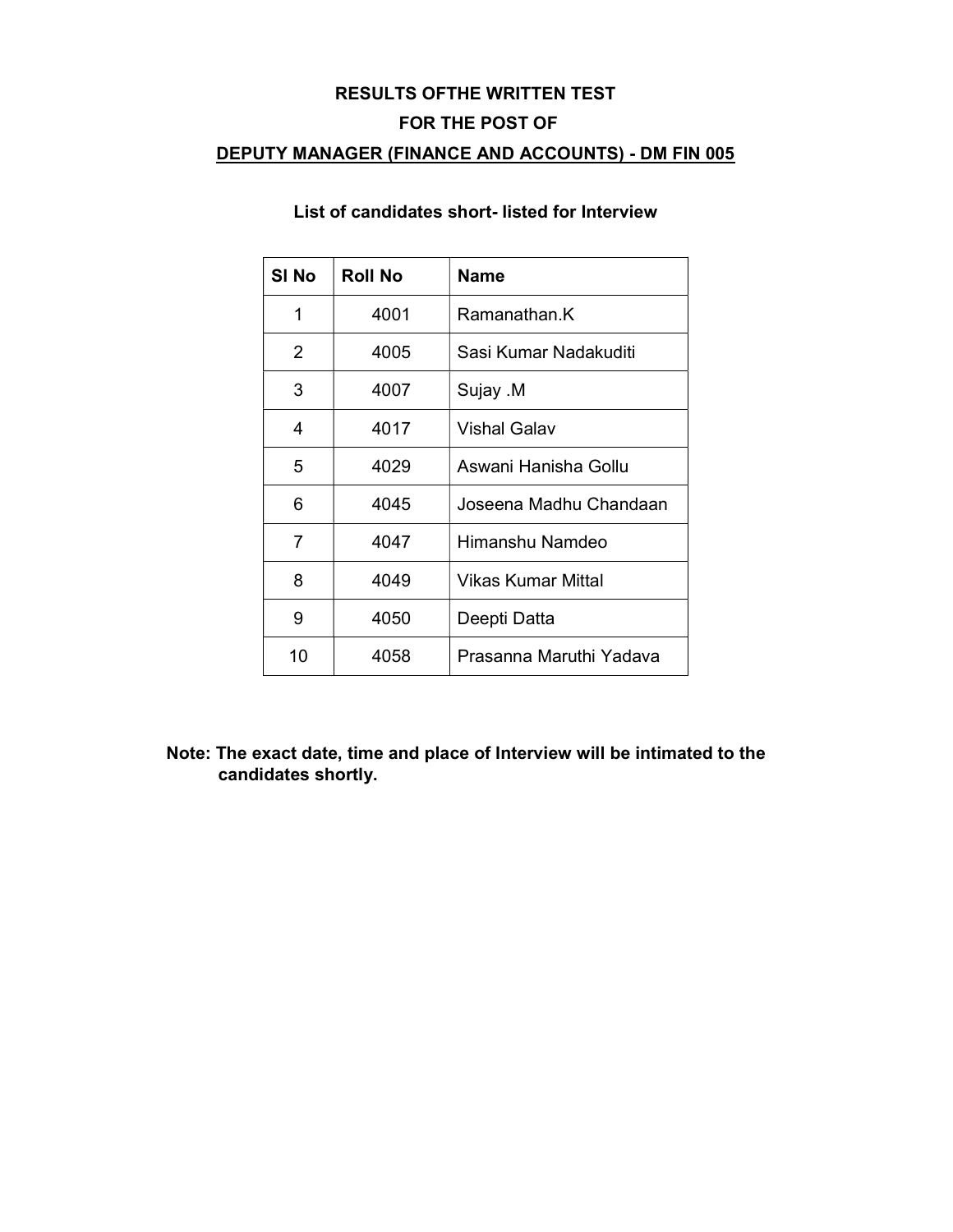**RESULTS OFTHE WRITTEN TEST**

**FOR THE POST OF**

**DEPUTY MANAGER (FINANCE AND ACCOUNTS) - DM FIN 005**

**List of candidates short- listed for Interview**

| Sl No | Roll No | Name |
|---|---|---|
| 1 | 4001 | Ramanathan.K |
| 2 | 4005 | Sasi Kumar Nadakuditi |
| 3 | 4007 | Sujay .M |
| 4 | 4017 | Vishal Galav |
| 5 | 4029 | Aswani Hanisha Gollu |
| 6 | 4045 | Joseena Madhu Chandaan |
| 7 | 4047 | Himanshu Namdeo |
| 8 | 4049 | Vikas Kumar Mittal |
| 9 | 4050 | Deepti Datta |
| 10 | 4058 | Prasanna Maruthi Yadava |

**Note: The exact date, time and place of Interview will be intimated to the candidates shortly.**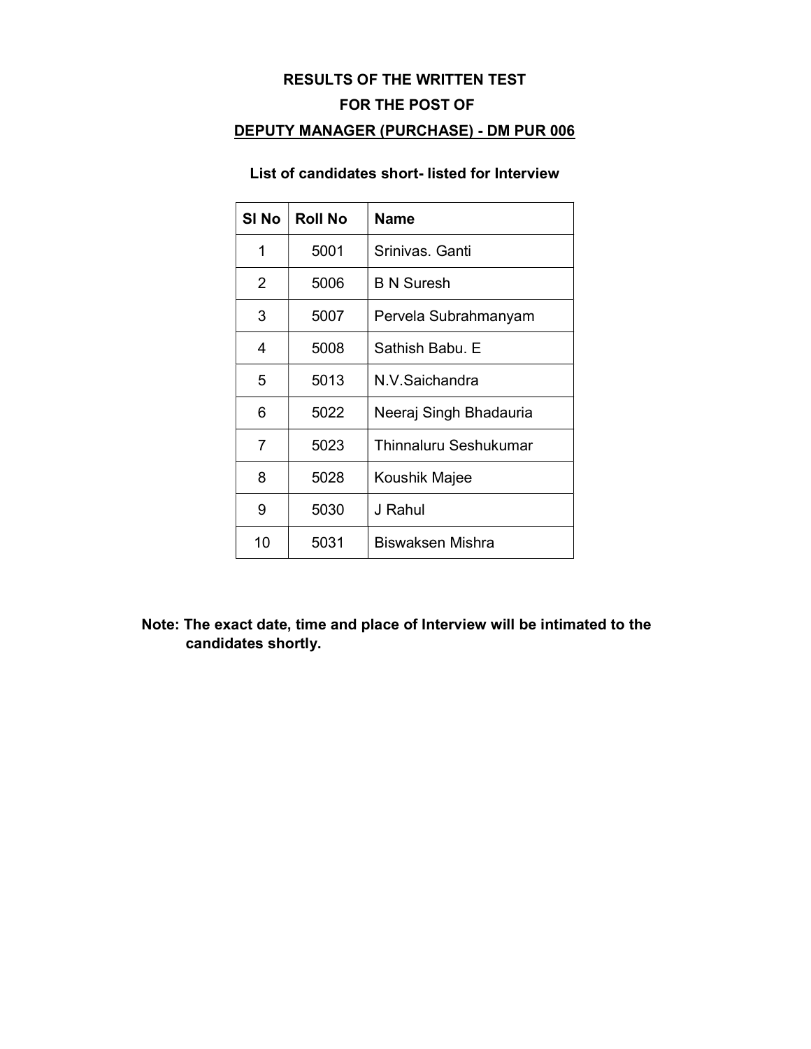## RESULTS OF THE WRITTEN TEST

## FOR THE POST OF

## DEPUTY MANAGER (PURCHASE) - DM PUR 006

**List of candidates short- listed for Interview**

| Sl No | Roll No | Name |
|---|---|---|
| 1 | 5001 | Srinivas. Ganti |
| 2 | 5006 | B N Suresh |
| 3 | 5007 | Pervela Subrahmanyam |
| 4 | 5008 | Sathish Babu. E |
| 5 | 5013 | N.V.Saichandra |
| 6 | 5022 | Neeraj Singh Bhadauria |
| 7 | 5023 | Thinnaluru Seshukumar |
| 8 | 5028 | Koushik Majee |
| 9 | 5030 | J Rahul |
| 10 | 5031 | Biswaksen Mishra |

**Note: The exact date, time and place of Interview will be intimated to the candidates shortly.**